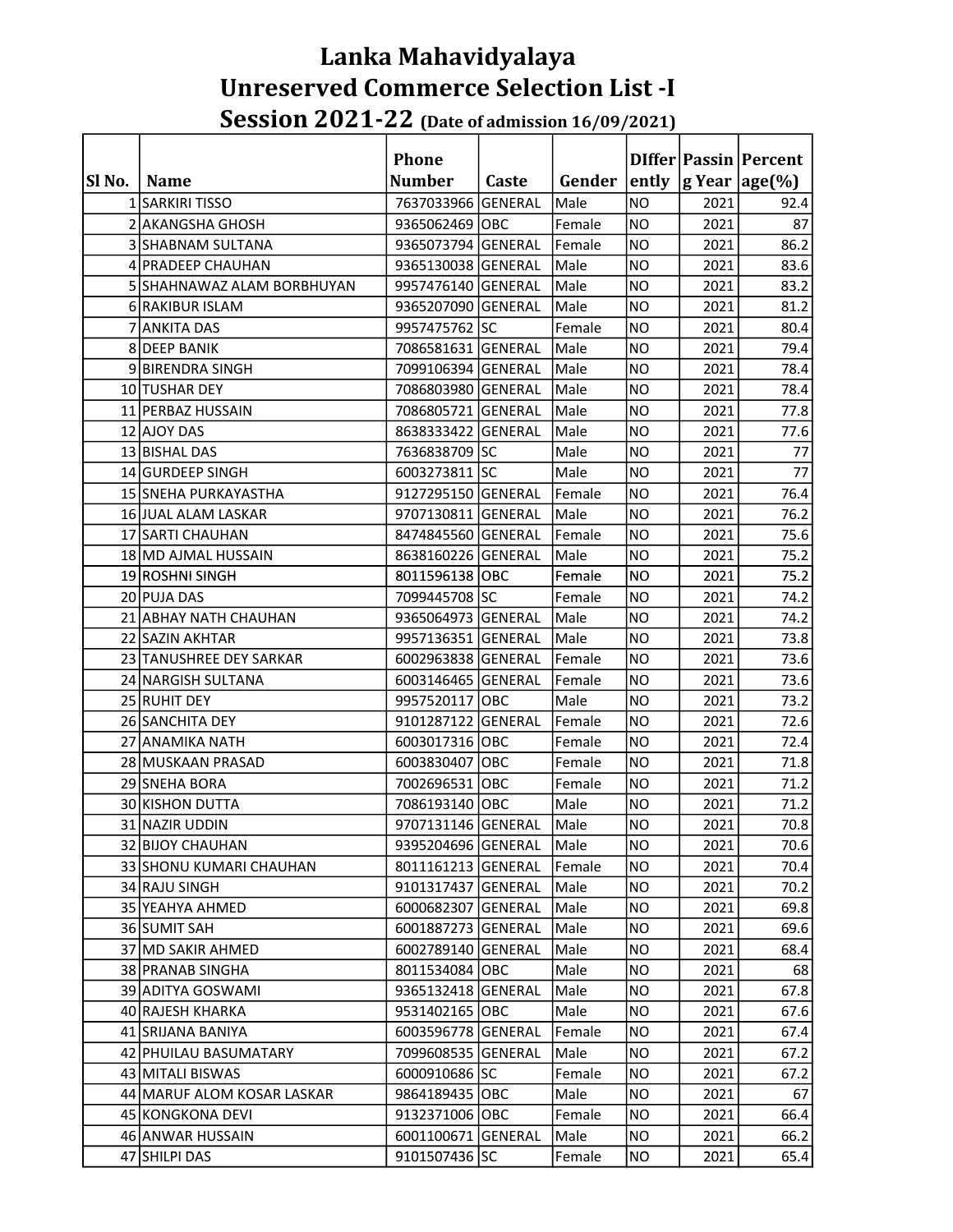# Lanka Mahavidyalaya
## Unreserved Commerce Selection List -I
## Session 2021-22 (Date of admission 16/09/2021)

| Sl No. | Name | Phone Number | Caste | Gender | DIffer ently | Passin g Year | Percent age(%) |
|---|---|---|---|---|---|---|---|
| 1 | SARKIRI TISSO | 7637033966 | GENERAL | Male | NO | 2021 | 92.4 |
| 2 | AKANGSHA GHOSH | 9365062469 | OBC | Female | NO | 2021 | 87 |
| 3 | SHABNAM SULTANA | 9365073794 | GENERAL | Female | NO | 2021 | 86.2 |
| 4 | PRADEEP CHAUHAN | 9365130038 | GENERAL | Male | NO | 2021 | 83.6 |
| 5 | SHAHNAWAZ ALAM BORBHUYAN | 9957476140 | GENERAL | Male | NO | 2021 | 83.2 |
| 6 | RAKIBUR ISLAM | 9365207090 | GENERAL | Male | NO | 2021 | 81.2 |
| 7 | ANKITA DAS | 9957475762 | SC | Female | NO | 2021 | 80.4 |
| 8 | DEEP BANIK | 7086581631 | GENERAL | Male | NO | 2021 | 79.4 |
| 9 | BIRENDRA SINGH | 7099106394 | GENERAL | Male | NO | 2021 | 78.4 |
| 10 | TUSHAR DEY | 7086803980 | GENERAL | Male | NO | 2021 | 78.4 |
| 11 | PERBAZ HUSSAIN | 7086805721 | GENERAL | Male | NO | 2021 | 77.8 |
| 12 | AJOY DAS | 8638333422 | GENERAL | Male | NO | 2021 | 77.6 |
| 13 | BISHAL DAS | 7636838709 | SC | Male | NO | 2021 | 77 |
| 14 | GURDEEP SINGH | 6003273811 | SC | Male | NO | 2021 | 77 |
| 15 | SNEHA PURKAYASTHA | 9127295150 | GENERAL | Female | NO | 2021 | 76.4 |
| 16 | JUAL ALAM LASKAR | 9707130811 | GENERAL | Male | NO | 2021 | 76.2 |
| 17 | SARTI CHAUHAN | 8474845560 | GENERAL | Female | NO | 2021 | 75.6 |
| 18 | MD AJMAL HUSSAIN | 8638160226 | GENERAL | Male | NO | 2021 | 75.2 |
| 19 | ROSHNI SINGH | 8011596138 | OBC | Female | NO | 2021 | 75.2 |
| 20 | PUJA DAS | 7099445708 | SC | Female | NO | 2021 | 74.2 |
| 21 | ABHAY NATH CHAUHAN | 9365064973 | GENERAL | Male | NO | 2021 | 74.2 |
| 22 | SAZIN AKHTAR | 9957136351 | GENERAL | Male | NO | 2021 | 73.8 |
| 23 | TANUSHREE DEY SARKAR | 6002963838 | GENERAL | Female | NO | 2021 | 73.6 |
| 24 | NARGISH SULTANA | 6003146465 | GENERAL | Female | NO | 2021 | 73.6 |
| 25 | RUHIT DEY | 9957520117 | OBC | Male | NO | 2021 | 73.2 |
| 26 | SANCHITA DEY | 9101287122 | GENERAL | Female | NO | 2021 | 72.6 |
| 27 | ANAMIKA NATH | 6003017316 | OBC | Female | NO | 2021 | 72.4 |
| 28 | MUSKAAN PRASAD | 6003830407 | OBC | Female | NO | 2021 | 71.8 |
| 29 | SNEHA BORA | 7002696531 | OBC | Female | NO | 2021 | 71.2 |
| 30 | KISHON DUTTA | 7086193140 | OBC | Male | NO | 2021 | 71.2 |
| 31 | NAZIR UDDIN | 9707131146 | GENERAL | Male | NO | 2021 | 70.8 |
| 32 | BIJOY CHAUHAN | 9395204696 | GENERAL | Male | NO | 2021 | 70.6 |
| 33 | SHONU KUMARI CHAUHAN | 8011161213 | GENERAL | Female | NO | 2021 | 70.4 |
| 34 | RAJU SINGH | 9101317437 | GENERAL | Male | NO | 2021 | 70.2 |
| 35 | YEAHYA AHMED | 6000682307 | GENERAL | Male | NO | 2021 | 69.8 |
| 36 | SUMIT SAH | 6001887273 | GENERAL | Male | NO | 2021 | 69.6 |
| 37 | MD SAKIR AHMED | 6002789140 | GENERAL | Male | NO | 2021 | 68.4 |
| 38 | PRANAB SINGHA | 8011534084 | OBC | Male | NO | 2021 | 68 |
| 39 | ADITYA GOSWAMI | 9365132418 | GENERAL | Male | NO | 2021 | 67.8 |
| 40 | RAJESH KHARKA | 9531402165 | OBC | Male | NO | 2021 | 67.6 |
| 41 | SRIJANA BANIYA | 6003596778 | GENERAL | Female | NO | 2021 | 67.4 |
| 42 | PHUILAU BASUMATARY | 7099608535 | GENERAL | Male | NO | 2021 | 67.2 |
| 43 | MITALI BISWAS | 6000910686 | SC | Female | NO | 2021 | 67.2 |
| 44 | MARUF ALOM KOSAR LASKAR | 9864189435 | OBC | Male | NO | 2021 | 67 |
| 45 | KONGKONA DEVI | 9132371006 | OBC | Female | NO | 2021 | 66.4 |
| 46 | ANWAR HUSSAIN | 6001100671 | GENERAL | Male | NO | 2021 | 66.2 |
| 47 | SHILPI DAS | 9101507436 | SC | Female | NO | 2021 | 65.4 |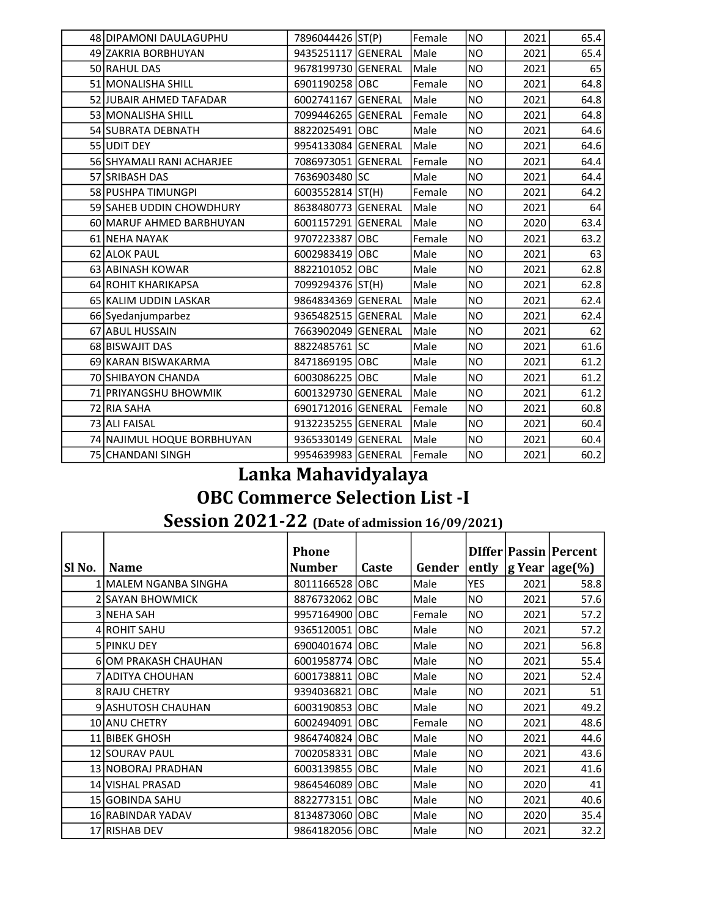| | | | | | | | |
|---|---|---|---|---|---|---|---|
| 48 | DIPAMONI DAULAGUPHU | 7896044426 | ST(P) | Female | NO | 2021 | 65.4 |
| 49 | ZAKRIA BORBHUYAN | 9435251117 | GENERAL | Male | NO | 2021 | 65.4 |
| 50 | RAHUL DAS | 9678199730 | GENERAL | Male | NO | 2021 | 65 |
| 51 | MONALISHA SHILL | 6901190258 | OBC | Female | NO | 2021 | 64.8 |
| 52 | JUBAIR AHMED TAFADAR | 6002741167 | GENERAL | Male | NO | 2021 | 64.8 |
| 53 | MONALISHA SHILL | 7099446265 | GENERAL | Female | NO | 2021 | 64.8 |
| 54 | SUBRATA DEBNATH | 8822025491 | OBC | Male | NO | 2021 | 64.6 |
| 55 | UDIT DEY | 9954133084 | GENERAL | Male | NO | 2021 | 64.6 |
| 56 | SHYAMALI RANI ACHARJEE | 7086973051 | GENERAL | Female | NO | 2021 | 64.4 |
| 57 | SRIBASH DAS | 7636903480 | SC | Male | NO | 2021 | 64.4 |
| 58 | PUSHPA TIMUNGPI | 6003552814 | ST(H) | Female | NO | 2021 | 64.2 |
| 59 | SAHEB UDDIN CHOWDHURY | 8638480773 | GENERAL | Male | NO | 2021 | 64 |
| 60 | MARUF AHMED BARBHUYAN | 6001157291 | GENERAL | Male | NO | 2020 | 63.4 |
| 61 | NEHA NAYAK | 9707223387 | OBC | Female | NO | 2021 | 63.2 |
| 62 | ALOK PAUL | 6002983419 | OBC | Male | NO | 2021 | 63 |
| 63 | ABINASH KOWAR | 8822101052 | OBC | Male | NO | 2021 | 62.8 |
| 64 | ROHIT KHARIKAPSA | 7099294376 | ST(H) | Male | NO | 2021 | 62.8 |
| 65 | KALIM UDDIN LASKAR | 9864834369 | GENERAL | Male | NO | 2021 | 62.4 |
| 66 | Syedanjumparbez | 9365482515 | GENERAL | Male | NO | 2021 | 62.4 |
| 67 | ABUL HUSSAIN | 7663902049 | GENERAL | Male | NO | 2021 | 62 |
| 68 | BISWAJIT DAS | 8822485761 | SC | Male | NO | 2021 | 61.6 |
| 69 | KARAN BISWAKARMA | 8471869195 | OBC | Male | NO | 2021 | 61.2 |
| 70 | SHIBAYON CHANDA | 6003086225 | OBC | Male | NO | 2021 | 61.2 |
| 71 | PRIYANGSHU BHOWMIK | 6001329730 | GENERAL | Male | NO | 2021 | 61.2 |
| 72 | RIA SAHA | 6901712016 | GENERAL | Female | NO | 2021 | 60.8 |
| 73 | ALI FAISAL | 9132235255 | GENERAL | Male | NO | 2021 | 60.4 |
| 74 | NAJIMUL HOQUE BORBHUYAN | 9365330149 | GENERAL | Male | NO | 2021 | 60.4 |
| 75 | CHANDANI SINGH | 9954639983 | GENERAL | Female | NO | 2021 | 60.2 |

# Lanka Mahavidyalaya

## OBC Commerce Selection List -I

## Session 2021-22 (Date of admission 16/09/2021)

| Sl No. | Name | Phone Number | Caste | Gender | DIfferently | Passing Year | Percentage(%) |
|---|---|---|---|---|---|---|---|
| 1 | MALEM NGANBA SINGHA | 8011166528 | OBC | Male | YES | 2021 | 58.8 |
| 2 | SAYAN BHOWMICK | 8876732062 | OBC | Male | NO | 2021 | 57.6 |
| 3 | NEHA SAH | 9957164900 | OBC | Female | NO | 2021 | 57.2 |
| 4 | ROHIT SAHU | 9365120051 | OBC | Male | NO | 2021 | 57.2 |
| 5 | PINKU DEY | 6900401674 | OBC | Male | NO | 2021 | 56.8 |
| 6 | OM PRAKASH CHAUHAN | 6001958774 | OBC | Male | NO | 2021 | 55.4 |
| 7 | ADITYA CHOUHAN | 6001738811 | OBC | Male | NO | 2021 | 52.4 |
| 8 | RAJU CHETRY | 9394036821 | OBC | Male | NO | 2021 | 51 |
| 9 | ASHUTOSH CHAUHAN | 6003190853 | OBC | Male | NO | 2021 | 49.2 |
| 10 | ANU CHETRY | 6002494091 | OBC | Female | NO | 2021 | 48.6 |
| 11 | BIBEK GHOSH | 9864740824 | OBC | Male | NO | 2021 | 44.6 |
| 12 | SOURAV PAUL | 7002058331 | OBC | Male | NO | 2021 | 43.6 |
| 13 | NOBORAJ PRADHAN | 6003139855 | OBC | Male | NO | 2021 | 41.6 |
| 14 | VISHAL PRASAD | 9864546089 | OBC | Male | NO | 2020 | 41 |
| 15 | GOBINDA SAHU | 8822773151 | OBC | Male | NO | 2021 | 40.6 |
| 16 | RABINDAR YADAV | 8134873060 | OBC | Male | NO | 2020 | 35.4 |
| 17 | RISHAB DEV | 9864182056 | OBC | Male | NO | 2021 | 32.2 |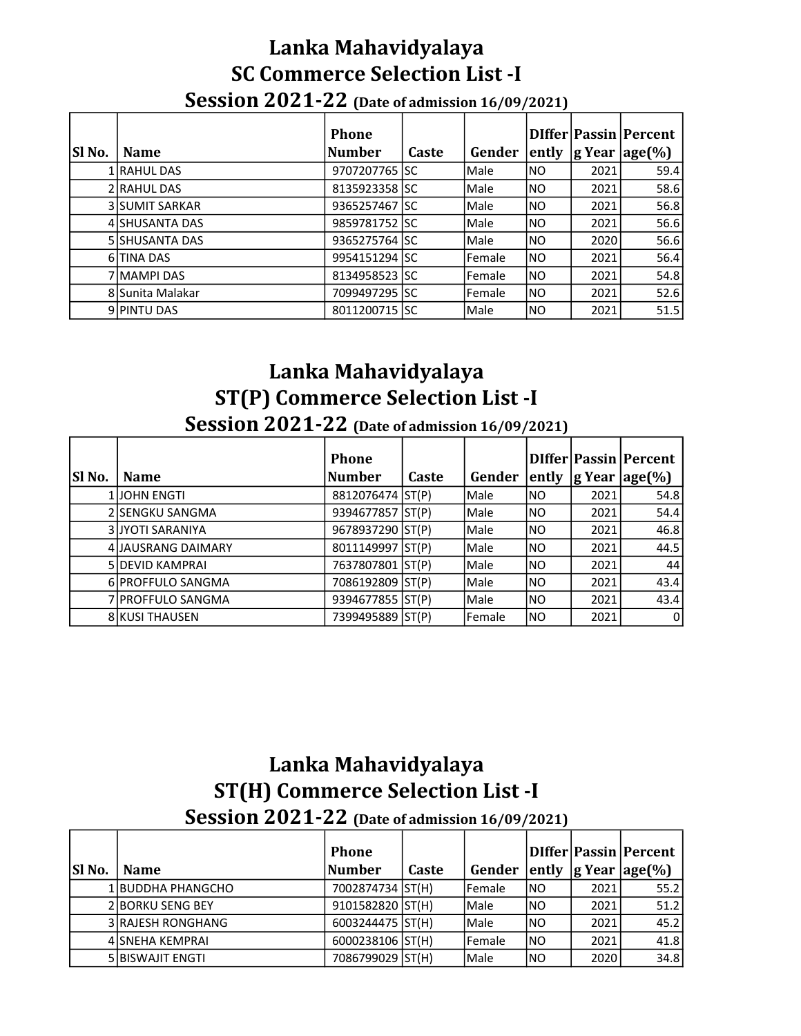# Lanka Mahavidyalaya
## SC Commerce Selection List -I
### Session 2021-22 (Date of admission 16/09/2021)

| Sl No. | Name | Phone Number | Caste | Gender | DIffer ently | Passin g Year | Percent age(%) |
|---|---|---|---|---|---|---|---|
| 1 | RAHUL DAS | 9707207765 | SC | Male | NO | 2021 | 59.4 |
| 2 | RAHUL DAS | 8135923358 | SC | Male | NO | 2021 | 58.6 |
| 3 | SUMIT SARKAR | 9365257467 | SC | Male | NO | 2021 | 56.8 |
| 4 | SHUSANTA DAS | 9859781752 | SC | Male | NO | 2021 | 56.6 |
| 5 | SHUSANTA DAS | 9365275764 | SC | Male | NO | 2020 | 56.6 |
| 6 | TINA DAS | 9954151294 | SC | Female | NO | 2021 | 56.4 |
| 7 | MAMPI DAS | 8134958523 | SC | Female | NO | 2021 | 54.8 |
| 8 | Sunita Malakar | 7099497295 | SC | Female | NO | 2021 | 52.6 |
| 9 | PINTU DAS | 8011200715 | SC | Male | NO | 2021 | 51.5 |

# Lanka Mahavidyalaya
## ST(P) Commerce Selection List -I
### Session 2021-22 (Date of admission 16/09/2021)

| Sl No. | Name | Phone Number | Caste | Gender | DIffer ently | Passin g Year | Percent age(%) |
|---|---|---|---|---|---|---|---|
| 1 | JOHN ENGTI | 8812076474 | ST(P) | Male | NO | 2021 | 54.8 |
| 2 | SENGKU SANGMA | 9394677857 | ST(P) | Male | NO | 2021 | 54.4 |
| 3 | JYOTI SARANIYA | 9678937290 | ST(P) | Male | NO | 2021 | 46.8 |
| 4 | JAUSRANG DAIMARY | 8011149997 | ST(P) | Male | NO | 2021 | 44.5 |
| 5 | DEVID KAMPRAI | 7637807801 | ST(P) | Male | NO | 2021 | 44 |
| 6 | PROFFULO SANGMA | 7086192809 | ST(P) | Male | NO | 2021 | 43.4 |
| 7 | PROFFULO SANGMA | 9394677855 | ST(P) | Male | NO | 2021 | 43.4 |
| 8 | KUSI THAUSEN | 7399495889 | ST(P) | Female | NO | 2021 | 0 |

# Lanka Mahavidyalaya
## ST(H) Commerce Selection List -I
### Session 2021-22 (Date of admission 16/09/2021)

| Sl No. | Name | Phone Number | Caste | Gender | DIffer ently | Passin g Year | Percent age(%) |
|---|---|---|---|---|---|---|---|
| 1 | BUDDHA PHANGCHO | 7002874734 | ST(H) | Female | NO | 2021 | 55.2 |
| 2 | BORKU SENG BEY | 9101582820 | ST(H) | Male | NO | 2021 | 51.2 |
| 3 | RAJESH RONGHANG | 6003244475 | ST(H) | Male | NO | 2021 | 45.2 |
| 4 | SNEHA KEMPRAI | 6000238106 | ST(H) | Female | NO | 2021 | 41.8 |
| 5 | BISWAJIT ENGTI | 7086799029 | ST(H) | Male | NO | 2020 | 34.8 |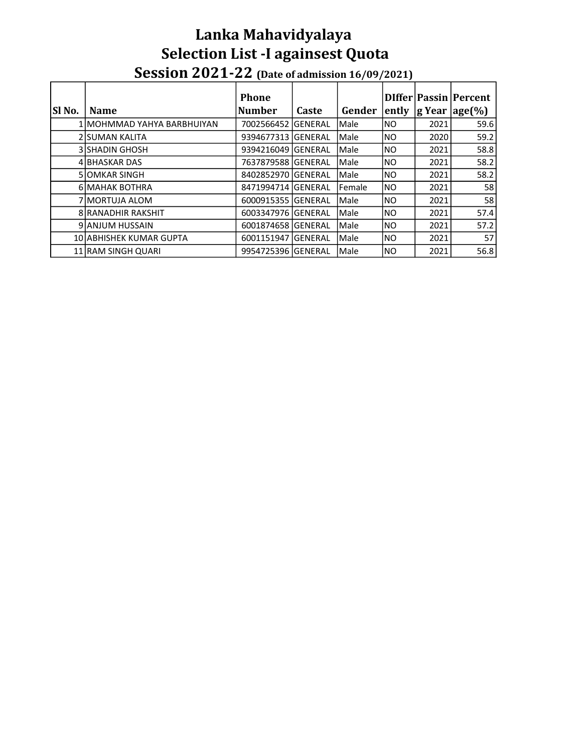# Lanka Mahavidyalaya
## Selection List -I againsest Quota
## Session 2021-22 (Date of admission 16/09/2021)

| Sl No. | Name | Phone Number | Caste | Gender | DIffer ently | Passin g Year | Percent age(%) |
|---|---|---|---|---|---|---|---|
| 1 | MOHMMAD YAHYA BARBHUIYAN | 7002566452 | GENERAL | Male | NO | 2021 | 59.6 |
| 2 | SUMAN KALITA | 9394677313 | GENERAL | Male | NO | 2020 | 59.2 |
| 3 | SHADIN GHOSH | 9394216049 | GENERAL | Male | NO | 2021 | 58.8 |
| 4 | BHASKAR DAS | 7637879588 | GENERAL | Male | NO | 2021 | 58.2 |
| 5 | OMKAR SINGH | 8402852970 | GENERAL | Male | NO | 2021 | 58.2 |
| 6 | MAHAK BOTHRA | 8471994714 | GENERAL | Female | NO | 2021 | 58 |
| 7 | MORTUJA ALOM | 6000915355 | GENERAL | Male | NO | 2021 | 58 |
| 8 | RANADHIR RAKSHIT | 6003347976 | GENERAL | Male | NO | 2021 | 57.4 |
| 9 | ANJUM HUSSAIN | 6001874658 | GENERAL | Male | NO | 2021 | 57.2 |
| 10 | ABHISHEK KUMAR GUPTA | 6001151947 | GENERAL | Male | NO | 2021 | 57 |
| 11 | RAM SINGH QUARI | 9954725396 | GENERAL | Male | NO | 2021 | 56.8 |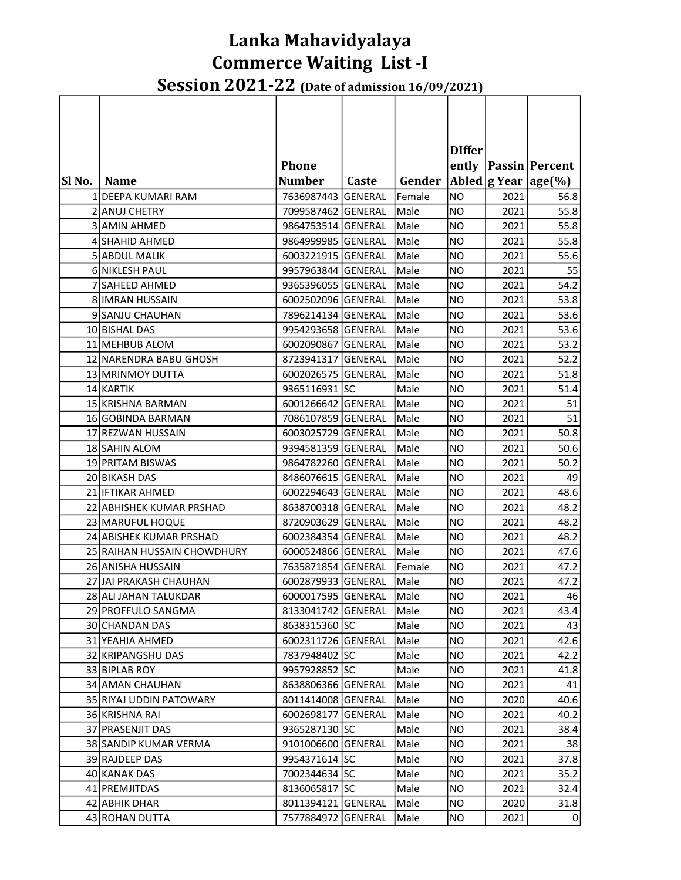# Lanka Mahavidyalaya
## Commerce Waiting List -I
## Session 2021-22 (Date of admission 16/09/2021)

| Sl No. | Name | Phone Number | Caste | Gender | DIfferently Abled | Passing Year | Percentage(%) |
|---|---|---|---|---|---|---|---|
| 1 | DEEPA KUMARI RAM | 7636987443 | GENERAL | Female | NO | 2021 | 56.8 |
| 2 | ANUJ CHETRY | 7099587462 | GENERAL | Male | NO | 2021 | 55.8 |
| 3 | AMIN AHMED | 9864753514 | GENERAL | Male | NO | 2021 | 55.8 |
| 4 | SHAHID AHMED | 9864999985 | GENERAL | Male | NO | 2021 | 55.8 |
| 5 | ABDUL MALIK | 6003221915 | GENERAL | Male | NO | 2021 | 55.6 |
| 6 | NIKLESH PAUL | 9957963844 | GENERAL | Male | NO | 2021 | 55 |
| 7 | SAHEED AHMED | 9365396055 | GENERAL | Male | NO | 2021 | 54.2 |
| 8 | IMRAN HUSSAIN | 6002502096 | GENERAL | Male | NO | 2021 | 53.8 |
| 9 | SANJU CHAUHAN | 7896214134 | GENERAL | Male | NO | 2021 | 53.6 |
| 10 | BISHAL DAS | 9954293658 | GENERAL | Male | NO | 2021 | 53.6 |
| 11 | MEHBUB ALOM | 6002090867 | GENERAL | Male | NO | 2021 | 53.2 |
| 12 | NARENDRA BABU GHOSH | 8723941317 | GENERAL | Male | NO | 2021 | 52.2 |
| 13 | MRINMOY DUTTA | 6002026575 | GENERAL | Male | NO | 2021 | 51.8 |
| 14 | KARTIK | 9365116931 | SC | Male | NO | 2021 | 51.4 |
| 15 | KRISHNA BARMAN | 6001266642 | GENERAL | Male | NO | 2021 | 51 |
| 16 | GOBINDA BARMAN | 7086107859 | GENERAL | Male | NO | 2021 | 51 |
| 17 | REZWAN HUSSAIN | 6003025729 | GENERAL | Male | NO | 2021 | 50.8 |
| 18 | SAHIN ALOM | 9394581359 | GENERAL | Male | NO | 2021 | 50.6 |
| 19 | PRITAM BISWAS | 9864782260 | GENERAL | Male | NO | 2021 | 50.2 |
| 20 | BIKASH DAS | 8486076615 | GENERAL | Male | NO | 2021 | 49 |
| 21 | IFTIKAR AHMED | 6002294643 | GENERAL | Male | NO | 2021 | 48.6 |
| 22 | ABHISHEK KUMAR PRSHAD | 8638700318 | GENERAL | Male | NO | 2021 | 48.2 |
| 23 | MARUFUL HOQUE | 8720903629 | GENERAL | Male | NO | 2021 | 48.2 |
| 24 | ABISHEK KUMAR PRSHAD | 6002384354 | GENERAL | Male | NO | 2021 | 48.2 |
| 25 | RAIHAN HUSSAIN CHOWDHURY | 6000524866 | GENERAL | Male | NO | 2021 | 47.6 |
| 26 | ANISHA HUSSAIN | 7635871854 | GENERAL | Female | NO | 2021 | 47.2 |
| 27 | JAI PRAKASH CHAUHAN | 6002879933 | GENERAL | Male | NO | 2021 | 47.2 |
| 28 | ALI JAHAN TALUKDAR | 6000017595 | GENERAL | Male | NO | 2021 | 46 |
| 29 | PROFFULO SANGMA | 8133041742 | GENERAL | Male | NO | 2021 | 43.4 |
| 30 | CHANDAN DAS | 8638315360 | SC | Male | NO | 2021 | 43 |
| 31 | YEAHIA AHMED | 6002311726 | GENERAL | Male | NO | 2021 | 42.6 |
| 32 | KRIPANGSHU DAS | 7837948402 | SC | Male | NO | 2021 | 42.2 |
| 33 | BIPLAB ROY | 9957928852 | SC | Male | NO | 2021 | 41.8 |
| 34 | AMAN CHAUHAN | 8638806366 | GENERAL | Male | NO | 2021 | 41 |
| 35 | RIYAJ UDDIN PATOWARY | 8011414008 | GENERAL | Male | NO | 2020 | 40.6 |
| 36 | KRISHNA RAI | 6002698177 | GENERAL | Male | NO | 2021 | 40.2 |
| 37 | PRASENJIT DAS | 9365287130 | SC | Male | NO | 2021 | 38.4 |
| 38 | SANDIP KUMAR VERMA | 9101006600 | GENERAL | Male | NO | 2021 | 38 |
| 39 | RAJDEEP DAS | 9954371614 | SC | Male | NO | 2021 | 37.8 |
| 40 | KANAK DAS | 7002344634 | SC | Male | NO | 2021 | 35.2 |
| 41 | PREMJITDAS | 8136065817 | SC | Male | NO | 2021 | 32.4 |
| 42 | ABHIK DHAR | 8011394121 | GENERAL | Male | NO | 2020 | 31.8 |
| 43 | ROHAN DUTTA | 7577884972 | GENERAL | Male | NO | 2021 | 0 |